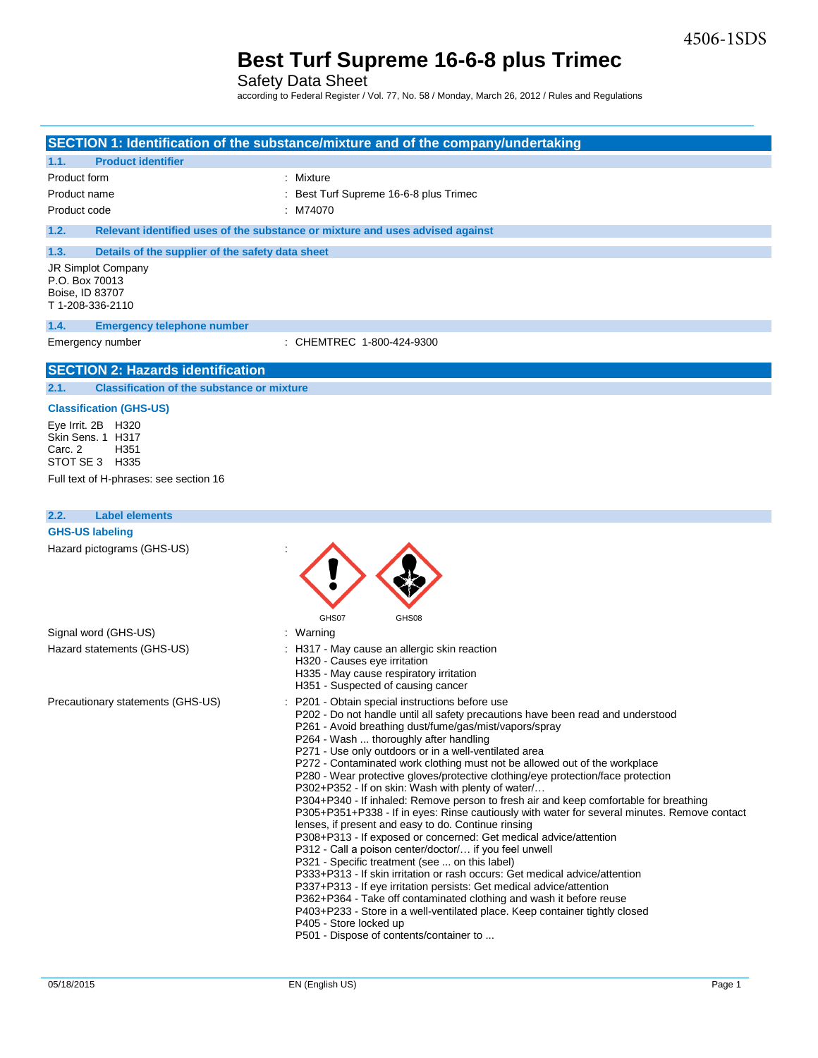4506-1SDS

# Best Turf Supreme 16-6-8 plus Trimec

Safety Data Sheet

according to Federal Register / Vol. 77, No. 58 / Monday, March 26, 2012 / Rules and Regulations

## SECTION 1: Identification of the substance/mixture and of the company/undertaking

### 1.1. Product identifier

| | |
|---|---|
| Product form | : Mixture |
| Product name | : Best Turf Supreme 16-6-8 plus Trimec |
| Product code | : M74070 |

### 1.2. Relevant identified uses of the substance or mixture and uses advised against

### 1.3. Details of the supplier of the safety data sheet

JR Simplot Company
P.O. Box 70013
Boise, ID 83707
T 1-208-336-2110

### 1.4. Emergency telephone number

| | |
|---|---|
| Emergency number | : CHEMTREC 1-800-424-9300 |

## SECTION 2: Hazards identification

### 2.1. Classification of the substance or mixture

**Classification (GHS-US)**

Eye Irrit. 2B H320
Skin Sens. 1 H317
Carc. 2 H351
STOT SE 3 H335

Full text of H-phrases: see section 16

### 2.2. Label elements

**GHS-US labeling**

Hazard pictograms (GHS-US) :

GHS07 GHS08

Signal word (GHS-US) : Warning

Hazard statements (GHS-US) :
H317 - May cause an allergic skin reaction
H320 - Causes eye irritation
H335 - May cause respiratory irritation
H351 - Suspected of causing cancer

Precautionary statements (GHS-US) :
P201 - Obtain special instructions before use
P202 - Do not handle until all safety precautions have been read and understood
P261 - Avoid breathing dust/fume/gas/mist/vapors/spray
P264 - Wash ... thoroughly after handling
P271 - Use only outdoors or in a well-ventilated area
P272 - Contaminated work clothing must not be allowed out of the workplace
P280 - Wear protective gloves/protective clothing/eye protection/face protection
P302+P352 - If on skin: Wash with plenty of water/…
P304+P340 - If inhaled: Remove person to fresh air and keep comfortable for breathing
P305+P351+P338 - If in eyes: Rinse cautiously with water for several minutes. Remove contact lenses, if present and easy to do. Continue rinsing
P308+P313 - If exposed or concerned: Get medical advice/attention
P312 - Call a poison center/doctor/… if you feel unwell
P321 - Specific treatment (see ... on this label)
P333+P313 - If skin irritation or rash occurs: Get medical advice/attention
P337+P313 - If eye irritation persists: Get medical advice/attention
P362+P364 - Take off contaminated clothing and wash it before reuse
P403+P233 - Store in a well-ventilated place. Keep container tightly closed
P405 - Store locked up
P501 - Dispose of contents/container to ...

05/18/2015 EN (English US)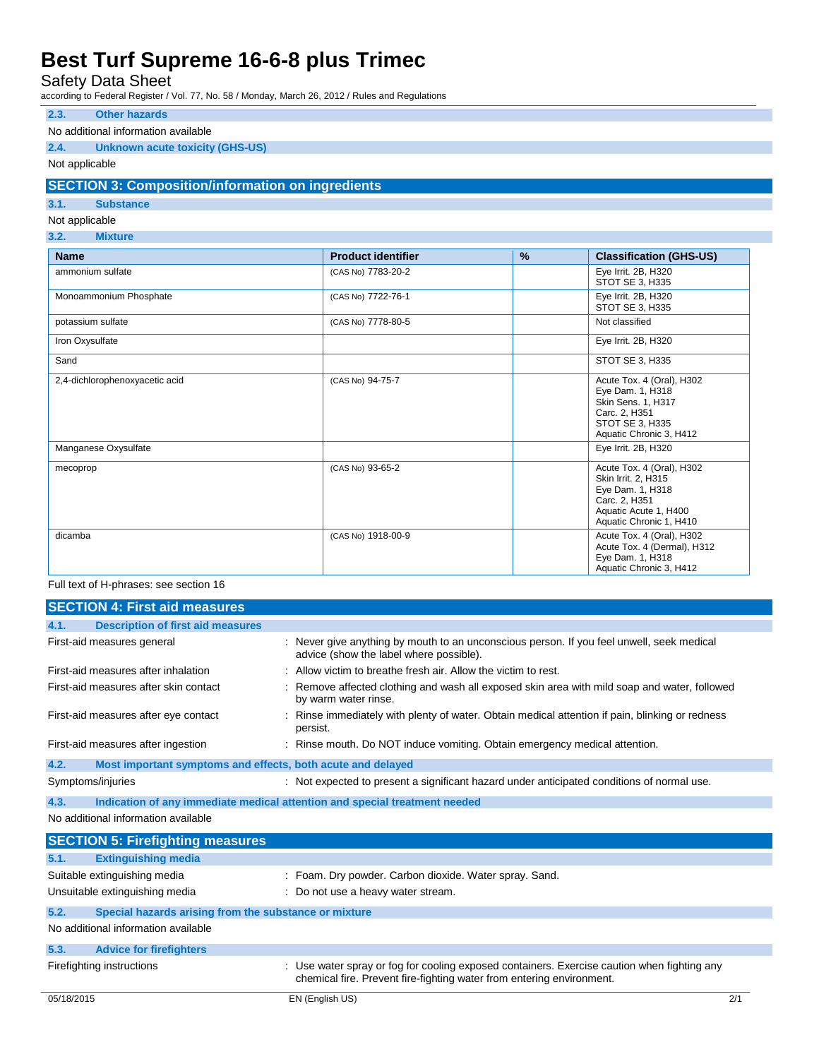### 2.3. Other hazards

No additional information available

### 2.4. Unknown acute toxicity (GHS-US)

Not applicable

## SECTION 3: Composition/information on ingredients

### 3.1. Substance

Not applicable

### 3.2. Mixture

| Name | Product identifier | % | Classification (GHS-US) |
|---|---|---|---|
| ammonium sulfate | (CAS No) 7783-20-2 | | Eye Irrit. 2B, H320<br>STOT SE 3, H335 |
| Monoammonium Phosphate | (CAS No) 7722-76-1 | | Eye Irrit. 2B, H320<br>STOT SE 3, H335 |
| potassium sulfate | (CAS No) 7778-80-5 | | Not classified |
| Iron Oxysulfate | | | Eye Irrit. 2B, H320 |
| Sand | | | STOT SE 3, H335 |
| 2,4-dichlorophenoxyacetic acid | (CAS No) 94-75-7 | | Acute Tox. 4 (Oral), H302<br>Eye Dam. 1, H318<br>Skin Sens. 1, H317<br>Carc. 2, H351<br>STOT SE 3, H335<br>Aquatic Chronic 3, H412 |
| Manganese Oxysulfate | | | Eye Irrit. 2B, H320 |
| mecoprop | (CAS No) 93-65-2 | | Acute Tox. 4 (Oral), H302<br>Skin Irrit. 2, H315<br>Eye Dam. 1, H318<br>Carc. 2, H351<br>Aquatic Acute 1, H400<br>Aquatic Chronic 1, H410 |
| dicamba | (CAS No) 1918-00-9 | | Acute Tox. 4 (Oral), H302<br>Acute Tox. 4 (Dermal), H312<br>Eye Dam. 1, H318<br>Aquatic Chronic 3, H412 |

Full text of H-phrases: see section 16

## SECTION 4: First aid measures

### 4.1. Description of first aid measures

First-aid measures general : Never give anything by mouth to an unconscious person. If you feel unwell, seek medical advice (show the label where possible).

First-aid measures after inhalation : Allow victim to breathe fresh air. Allow the victim to rest.

First-aid measures after skin contact : Remove affected clothing and wash all exposed skin area with mild soap and water, followed by warm water rinse.

First-aid measures after eye contact : Rinse immediately with plenty of water. Obtain medical attention if pain, blinking or redness persist.

First-aid measures after ingestion : Rinse mouth. Do NOT induce vomiting. Obtain emergency medical attention.

### 4.2. Most important symptoms and effects, both acute and delayed

Symptoms/injuries : Not expected to present a significant hazard under anticipated conditions of normal use.

### 4.3. Indication of any immediate medical attention and special treatment needed

No additional information available

## SECTION 5: Firefighting measures

### 5.1. Extinguishing media

Suitable extinguishing media : Foam. Dry powder. Carbon dioxide. Water spray. Sand.

Unsuitable extinguishing media : Do not use a heavy water stream.

### 5.2. Special hazards arising from the substance or mixture

No additional information available

### 5.3. Advice for firefighters

Firefighting instructions : Use water spray or fog for cooling exposed containers. Exercise caution when fighting any chemical fire. Prevent fire-fighting water from entering environment.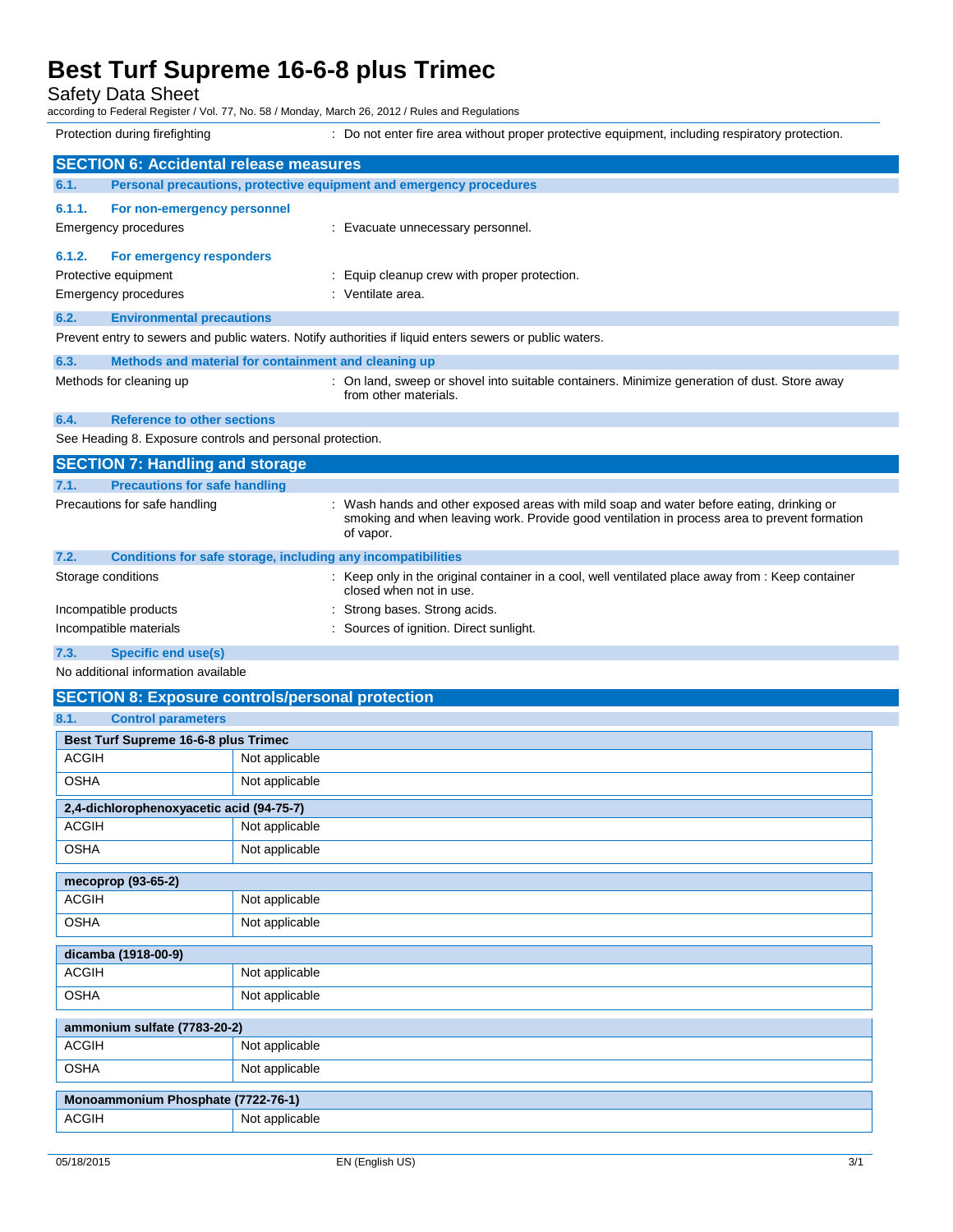Protection during firefighting : Do not enter fire area without proper protective equipment, including respiratory protection.

## SECTION 6: Accidental release measures

### 6.1. Personal precautions, protective equipment and emergency procedures

#### 6.1.1. For non-emergency personnel

Emergency procedures : Evacuate unnecessary personnel.

#### 6.1.2. For emergency responders

Protective equipment : Equip cleanup crew with proper protection.

Emergency procedures : Ventilate area.

### 6.2. Environmental precautions

Prevent entry to sewers and public waters. Notify authorities if liquid enters sewers or public waters.

### 6.3. Methods and material for containment and cleaning up

Methods for cleaning up : On land, sweep or shovel into suitable containers. Minimize generation of dust. Store away from other materials.

### 6.4. Reference to other sections

See Heading 8. Exposure controls and personal protection.

## SECTION 7: Handling and storage

### 7.1. Precautions for safe handling

Precautions for safe handling : Wash hands and other exposed areas with mild soap and water before eating, drinking or smoking and when leaving work. Provide good ventilation in process area to prevent formation of vapor.

### 7.2. Conditions for safe storage, including any incompatibilities

Storage conditions : Keep only in the original container in a cool, well ventilated place away from : Keep container closed when not in use.

Incompatible products : Strong bases. Strong acids.

Incompatible materials : Sources of ignition. Direct sunlight.

### 7.3. Specific end use(s)

No additional information available

## SECTION 8: Exposure controls/personal protection

### 8.1. Control parameters

| Best Turf Supreme 16-6-8 plus Trimec | |
|---|---|
| ACGIH | Not applicable |
| OSHA | Not applicable |

| 2,4-dichlorophenoxyacetic acid (94-75-7) | |
|---|---|
| ACGIH | Not applicable |
| OSHA | Not applicable |

| mecoprop (93-65-2) | |
|---|---|
| ACGIH | Not applicable |
| OSHA | Not applicable |

| dicamba (1918-00-9) | |
|---|---|
| ACGIH | Not applicable |
| OSHA | Not applicable |

| ammonium sulfate (7783-20-2) | |
|---|---|
| ACGIH | Not applicable |
| OSHA | Not applicable |

| Monoammonium Phosphate (7722-76-1) | |
|---|---|
| ACGIH | Not applicable |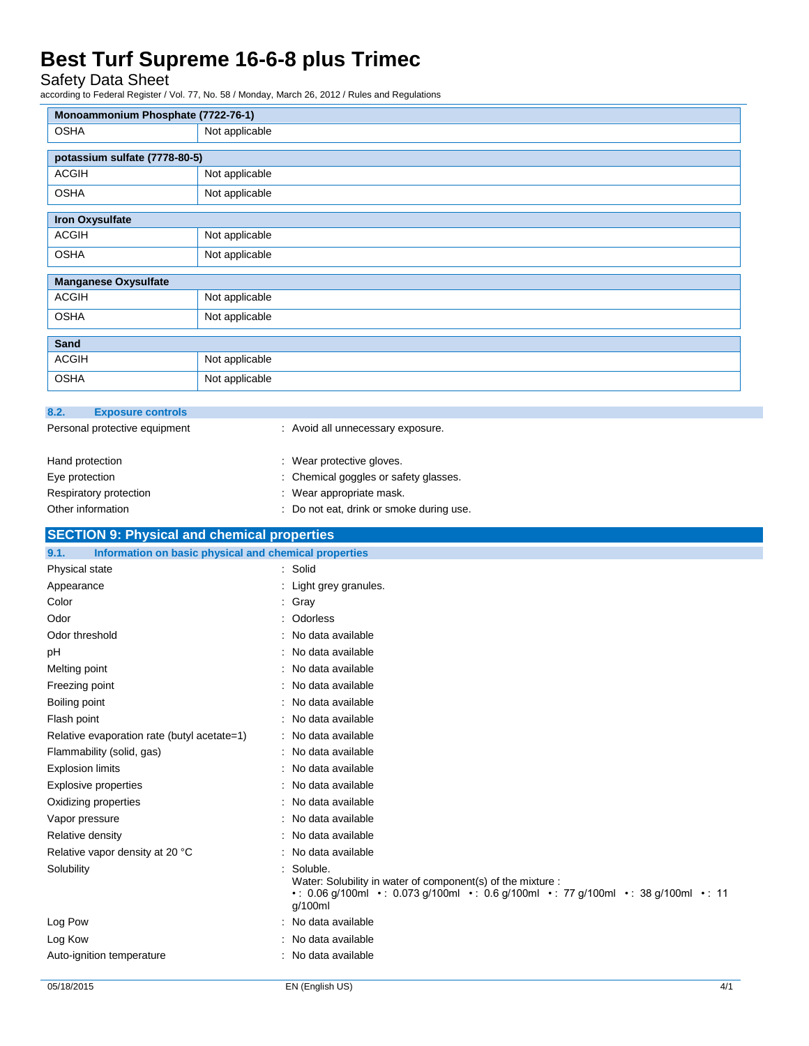| Monoammonium Phosphate (7722-76-1) | |
| --- | --- |
| OSHA | Not applicable |

| potassium sulfate (7778-80-5) | |
| --- | --- |
| ACGIH | Not applicable |
| OSHA | Not applicable |

| Iron Oxysulfate | |
| --- | --- |
| ACGIH | Not applicable |
| OSHA | Not applicable |

| Manganese Oxysulfate | |
| --- | --- |
| ACGIH | Not applicable |
| OSHA | Not applicable |

| Sand | |
| --- | --- |
| ACGIH | Not applicable |
| OSHA | Not applicable |

### 8.2. Exposure controls

Personal protective equipment : Avoid all unnecessary exposure.

Hand protection : Wear protective gloves.

Eye protection : Chemical goggles or safety glasses.

Respiratory protection : Wear appropriate mask.

Other information : Do not eat, drink or smoke during use.

## SECTION 9: Physical and chemical properties

### 9.1. Information on basic physical and chemical properties

Physical state : Solid

Appearance : Light grey granules.

Color : Gray

Odor : Odorless

Odor threshold : No data available

pH : No data available

Melting point : No data available

Freezing point : No data available

Boiling point : No data available

Flash point : No data available

Relative evaporation rate (butyl acetate=1) : No data available

Flammability (solid, gas) : No data available

Explosion limits : No data available

Explosive properties : No data available

Oxidizing properties : No data available

Vapor pressure : No data available

Relative density : No data available

Relative vapor density at 20 °C : No data available

Solubility : Soluble.
Water: Solubility in water of component(s) of the mixture :
• : 0.06 g/100ml • : 0.073 g/100ml • : 0.6 g/100ml • : 77 g/100ml • : 38 g/100ml • : 11 g/100ml

Log Pow : No data available

Log Kow : No data available

Auto-ignition temperature : No data available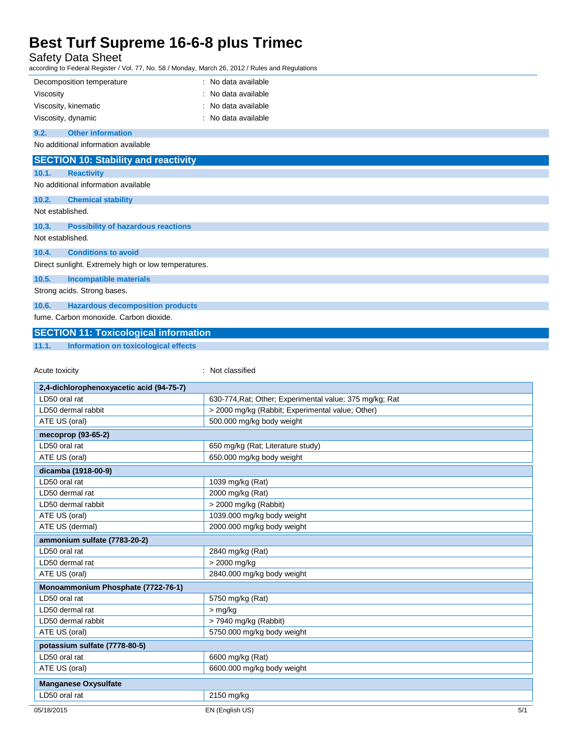| | |
|---|---|
| Decomposition temperature | : No data available |
| Viscosity | : No data available |
| Viscosity, kinematic | : No data available |
| Viscosity, dynamic | : No data available |

### 9.2. Other information

No additional information available

## SECTION 10: Stability and reactivity

### 10.1. Reactivity

No additional information available

### 10.2. Chemical stability

Not established.

### 10.3. Possibility of hazardous reactions

Not established.

### 10.4. Conditions to avoid

Direct sunlight. Extremely high or low temperatures.

### 10.5. Incompatible materials

Strong acids. Strong bases.

### 10.6. Hazardous decomposition products

fume. Carbon monoxide. Carbon dioxide.

## SECTION 11: Toxicological information

### 11.1. Information on toxicological effects

Acute toxicity : Not classified

| 2,4-dichlorophenoxyacetic acid (94-75-7) | |
|---|---|
| LD50 oral rat | 630-774,Rat; Other; Experimental value; 375 mg/kg; Rat |
| LD50 dermal rabbit | > 2000 mg/kg (Rabbit; Experimental value; Other) |
| ATE US (oral) | 500.000 mg/kg body weight |

| mecoprop (93-65-2) | |
|---|---|
| LD50 oral rat | 650 mg/kg (Rat; Literature study) |
| ATE US (oral) | 650.000 mg/kg body weight |

| dicamba (1918-00-9) | |
|---|---|
| LD50 oral rat | 1039 mg/kg (Rat) |
| LD50 dermal rat | 2000 mg/kg (Rat) |
| LD50 dermal rabbit | > 2000 mg/kg (Rabbit) |
| ATE US (oral) | 1039.000 mg/kg body weight |
| ATE US (dermal) | 2000.000 mg/kg body weight |

| ammonium sulfate (7783-20-2) | |
|---|---|
| LD50 oral rat | 2840 mg/kg (Rat) |
| LD50 dermal rat | > 2000 mg/kg |
| ATE US (oral) | 2840.000 mg/kg body weight |

| Monoammonium Phosphate (7722-76-1) | |
|---|---|
| LD50 oral rat | 5750 mg/kg (Rat) |
| LD50 dermal rat | > mg/kg |
| LD50 dermal rabbit | > 7940 mg/kg (Rabbit) |
| ATE US (oral) | 5750.000 mg/kg body weight |

| potassium sulfate (7778-80-5) | |
|---|---|
| LD50 oral rat | 6600 mg/kg (Rat) |
| ATE US (oral) | 6600.000 mg/kg body weight |

| Manganese Oxysulfate | |
|---|---|
| LD50 oral rat | 2150 mg/kg |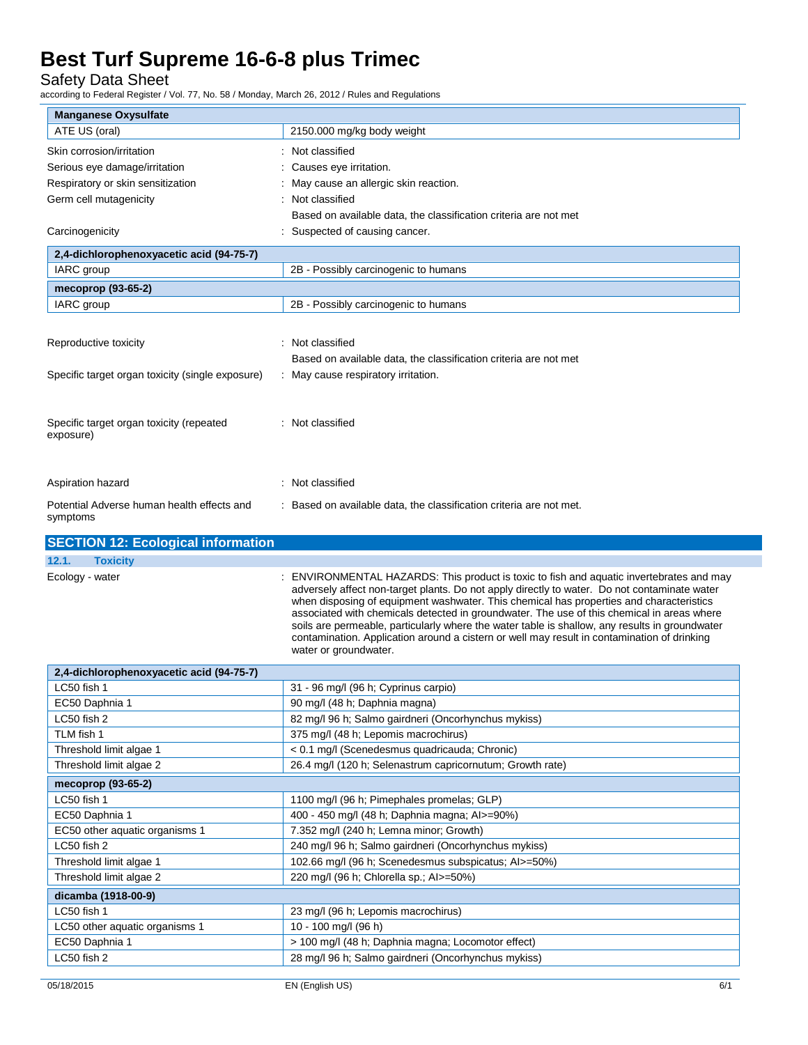| Manganese Oxysulfate | |
|---|---|
| ATE US (oral) | 2150.000 mg/kg body weight |

Skin corrosion/irritation : Not classified

Serious eye damage/irritation : Causes eye irritation.

Respiratory or skin sensitization : May cause an allergic skin reaction.

Germ cell mutagenicity : Not classified

Based on available data, the classification criteria are not met

Carcinogenicity : Suspected of causing cancer.

| 2,4-dichlorophenoxyacetic acid (94-75-7) | |
|---|---|
| IARC group | 2B - Possibly carcinogenic to humans |
| **mecoprop (93-65-2)** | |
| IARC group | 2B - Possibly carcinogenic to humans |

Reproductive toxicity : Not classified

Based on available data, the classification criteria are not met

Specific target organ toxicity (single exposure) : May cause respiratory irritation.

Specific target organ toxicity (repeated exposure) : Not classified

Aspiration hazard : Not classified

Potential Adverse human health effects and symptoms : Based on available data, the classification criteria are not met.

## SECTION 12: Ecological information

### 12.1. Toxicity

Ecology - water : ENVIRONMENTAL HAZARDS: This product is toxic to fish and aquatic invertebrates and may adversely affect non-target plants. Do not apply directly to water. Do not contaminate water when disposing of equipment washwater. This chemical has properties and characteristics associated with chemicals detected in groundwater. The use of this chemical in areas where soils are permeable, particularly where the water table is shallow, any results in groundwater contamination. Application around a cistern or well may result in contamination of drinking water or groundwater.

| 2,4-dichlorophenoxyacetic acid (94-75-7) | |
|---|---|
| LC50 fish 1 | 31 - 96 mg/l (96 h; Cyprinus carpio) |
| EC50 Daphnia 1 | 90 mg/l (48 h; Daphnia magna) |
| LC50 fish 2 | 82 mg/l 96 h; Salmo gairdneri (Oncorhynchus mykiss) |
| TLM fish 1 | 375 mg/l (48 h; Lepomis macrochirus) |
| Threshold limit algae 1 | < 0.1 mg/l (Scenedesmus quadricauda; Chronic) |
| Threshold limit algae 2 | 26.4 mg/l (120 h; Selenastrum capricornutum; Growth rate) |
| **mecoprop (93-65-2)** | |
| LC50 fish 1 | 1100 mg/l (96 h; Pimephales promelas; GLP) |
| EC50 Daphnia 1 | 400 - 450 mg/l (48 h; Daphnia magna; AI>=90%) |
| EC50 other aquatic organisms 1 | 7.352 mg/l (240 h; Lemna minor; Growth) |
| LC50 fish 2 | 240 mg/l 96 h; Salmo gairdneri (Oncorhynchus mykiss) |
| Threshold limit algae 1 | 102.66 mg/l (96 h; Scenedesmus subspicatus; AI>=50%) |
| Threshold limit algae 2 | 220 mg/l (96 h; Chlorella sp.; AI>=50%) |
| **dicamba (1918-00-9)** | |
| LC50 fish 1 | 23 mg/l (96 h; Lepomis macrochirus) |
| LC50 other aquatic organisms 1 | 10 - 100 mg/l (96 h) |
| EC50 Daphnia 1 | > 100 mg/l (48 h; Daphnia magna; Locomotor effect) |
| LC50 fish 2 | 28 mg/l 96 h; Salmo gairdneri (Oncorhynchus mykiss) |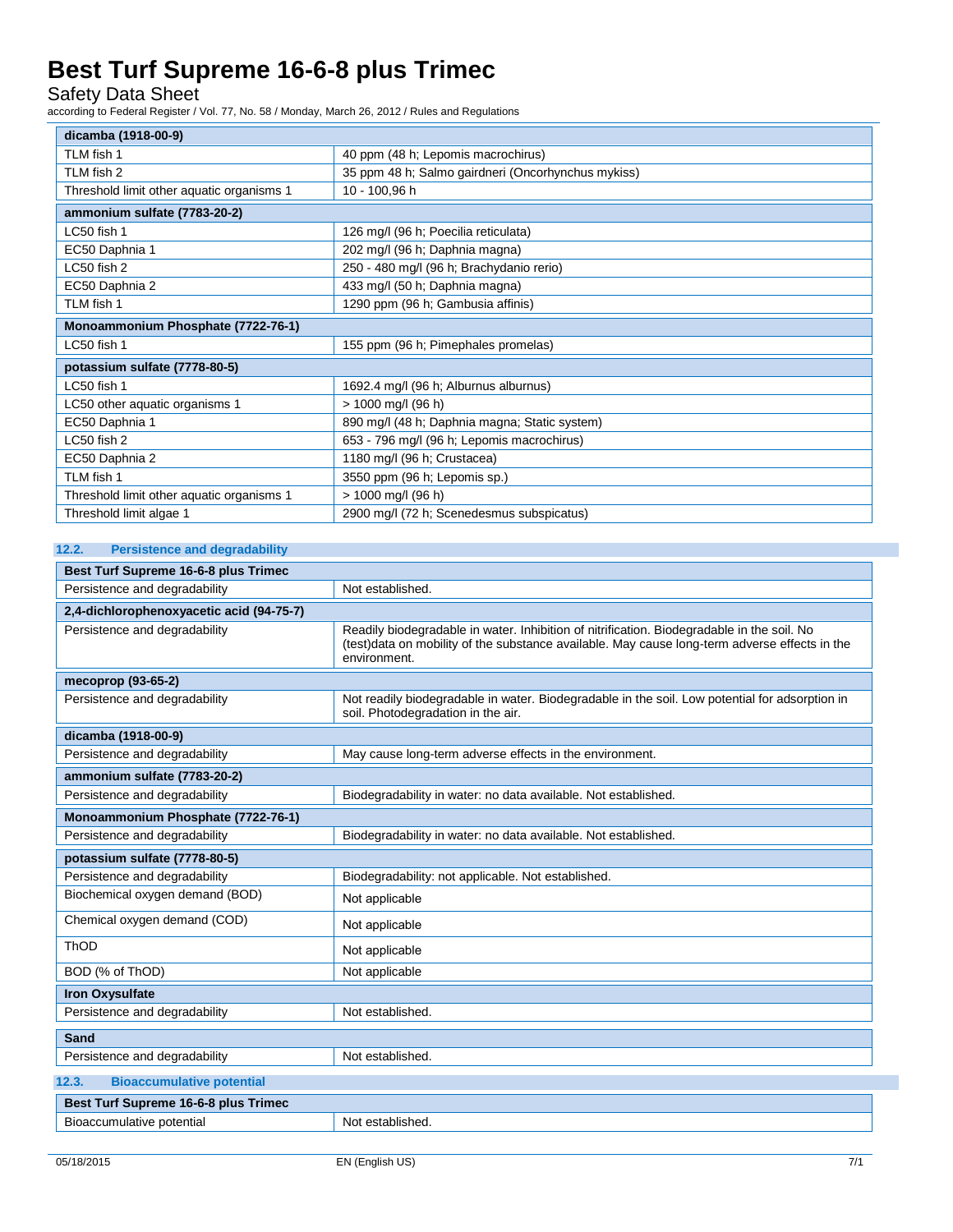| dicamba (1918-00-9) | |
|---|---|
| TLM fish 1 | 40 ppm (48 h; Lepomis macrochirus) |
| TLM fish 2 | 35 ppm 48 h; Salmo gairdneri (Oncorhynchus mykiss) |
| Threshold limit other aquatic organisms 1 | 10 - 100,96 h |

| ammonium sulfate (7783-20-2) | |
|---|---|
| LC50 fish 1 | 126 mg/l (96 h; Poecilia reticulata) |
| EC50 Daphnia 1 | 202 mg/l (96 h; Daphnia magna) |
| LC50 fish 2 | 250 - 480 mg/l (96 h; Brachydanio rerio) |
| EC50 Daphnia 2 | 433 mg/l (50 h; Daphnia magna) |
| TLM fish 1 | 1290 ppm (96 h; Gambusia affinis) |

| Monoammonium Phosphate (7722-76-1) | |
|---|---|
| LC50 fish 1 | 155 ppm (96 h; Pimephales promelas) |

| potassium sulfate (7778-80-5) | |
|---|---|
| LC50 fish 1 | 1692.4 mg/l (96 h; Alburnus alburnus) |
| LC50 other aquatic organisms 1 | > 1000 mg/l (96 h) |
| EC50 Daphnia 1 | 890 mg/l (48 h; Daphnia magna; Static system) |
| LC50 fish 2 | 653 - 796 mg/l (96 h; Lepomis macrochirus) |
| EC50 Daphnia 2 | 1180 mg/l (96 h; Crustacea) |
| TLM fish 1 | 3550 ppm (96 h; Lepomis sp.) |
| Threshold limit other aquatic organisms 1 | > 1000 mg/l (96 h) |
| Threshold limit algae 1 | 2900 mg/l (72 h; Scenedesmus subspicatus) |

### 12.2. Persistence and degradability

| Best Turf Supreme 16-6-8 plus Trimec | |
|---|---|
| Persistence and degradability | Not established. |

| 2,4-dichlorophenoxyacetic acid (94-75-7) | |
|---|---|
| Persistence and degradability | Readily biodegradable in water. Inhibition of nitrification. Biodegradable in the soil. No (test)data on mobility of the substance available. May cause long-term adverse effects in the environment. |

| mecoprop (93-65-2) | |
|---|---|
| Persistence and degradability | Not readily biodegradable in water. Biodegradable in the soil. Low potential for adsorption in soil. Photodegradation in the air. |

| dicamba (1918-00-9) | |
|---|---|
| Persistence and degradability | May cause long-term adverse effects in the environment. |

| ammonium sulfate (7783-20-2) | |
|---|---|
| Persistence and degradability | Biodegradability in water: no data available. Not established. |

| Monoammonium Phosphate (7722-76-1) | |
|---|---|
| Persistence and degradability | Biodegradability in water: no data available. Not established. |

| potassium sulfate (7778-80-5) | |
|---|---|
| Persistence and degradability | Biodegradability: not applicable. Not established. |
| Biochemical oxygen demand (BOD) | Not applicable |
| Chemical oxygen demand (COD) | Not applicable |
| ThOD | Not applicable |
| BOD (% of ThOD) | Not applicable |

| Iron Oxysulfate | |
|---|---|
| Persistence and degradability | Not established. |

| Sand | |
|---|---|
| Persistence and degradability | Not established. |

### 12.3. Bioaccumulative potential

| Best Turf Supreme 16-6-8 plus Trimec | |
|---|---|
| Bioaccumulative potential | Not established. |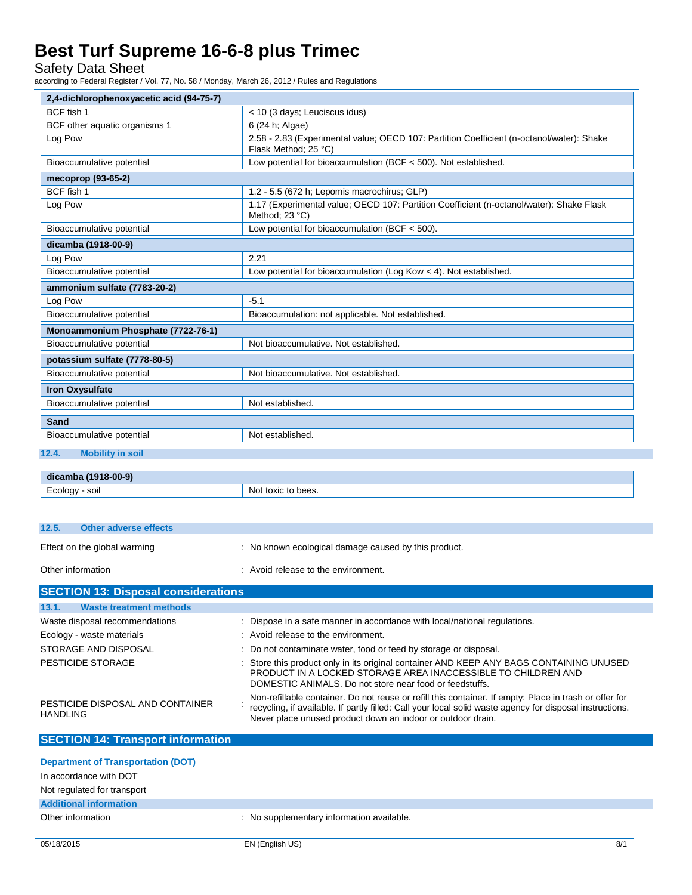| 2,4-dichlorophenoxyacetic acid (94-75-7) | |
|---|---|
| BCF fish 1 | < 10 (3 days; Leuciscus idus) |
| BCF other aquatic organisms 1 | 6 (24 h; Algae) |
| Log Pow | 2.58 - 2.83 (Experimental value; OECD 107: Partition Coefficient (n-octanol/water): Shake Flask Method; 25 °C) |
| Bioaccumulative potential | Low potential for bioaccumulation (BCF < 500). Not established. |

| mecoprop (93-65-2) | |
|---|---|
| BCF fish 1 | 1.2 - 5.5 (672 h; Lepomis macrochirus; GLP) |
| Log Pow | 1.17 (Experimental value; OECD 107: Partition Coefficient (n-octanol/water): Shake Flask Method; 23 °C) |
| Bioaccumulative potential | Low potential for bioaccumulation (BCF < 500). |

| dicamba (1918-00-9) | |
|---|---|
| Log Pow | 2.21 |
| Bioaccumulative potential | Low potential for bioaccumulation (Log Kow < 4). Not established. |

| ammonium sulfate (7783-20-2) | |
|---|---|
| Log Pow | -5.1 |
| Bioaccumulative potential | Bioaccumulation: not applicable. Not established. |

| Monoammonium Phosphate (7722-76-1) | |
|---|---|
| Bioaccumulative potential | Not bioaccumulative. Not established. |

| potassium sulfate (7778-80-5) | |
|---|---|
| Bioaccumulative potential | Not bioaccumulative. Not established. |

| Iron Oxysulfate | |
|---|---|
| Bioaccumulative potential | Not established. |

| Sand | |
|---|---|
| Bioaccumulative potential | Not established. |

### 12.4. Mobility in soil

| dicamba (1918-00-9) | |
|---|---|
| Ecology - soil | Not toxic to bees. |

### 12.5. Other adverse effects

Effect on the global warming : No known ecological damage caused by this product.

Other information : Avoid release to the environment.

## SECTION 13: Disposal considerations

### 13.1. Waste treatment methods

Waste disposal recommendations : Dispose in a safe manner in accordance with local/national regulations.

Ecology - waste materials : Avoid release to the environment.

STORAGE AND DISPOSAL : Do not contaminate water, food or feed by storage or disposal.

PESTICIDE STORAGE : Store this product only in its original container AND KEEP ANY BAGS CONTAINING UNUSED PRODUCT IN A LOCKED STORAGE AREA INACCESSIBLE TO CHILDREN AND DOMESTIC ANIMALS. Do not store near food or feedstuffs.

PESTICIDE DISPOSAL AND CONTAINER HANDLING : Non-refillable container. Do not reuse or refill this container. If empty: Place in trash or offer for recycling, if available. If partly filled: Call your local solid waste agency for disposal instructions. Never place unused product down an indoor or outdoor drain.

## SECTION 14: Transport information

**Department of Transportation (DOT)**

In accordance with DOT

Not regulated for transport

**Additional information**

Other information : No supplementary information available.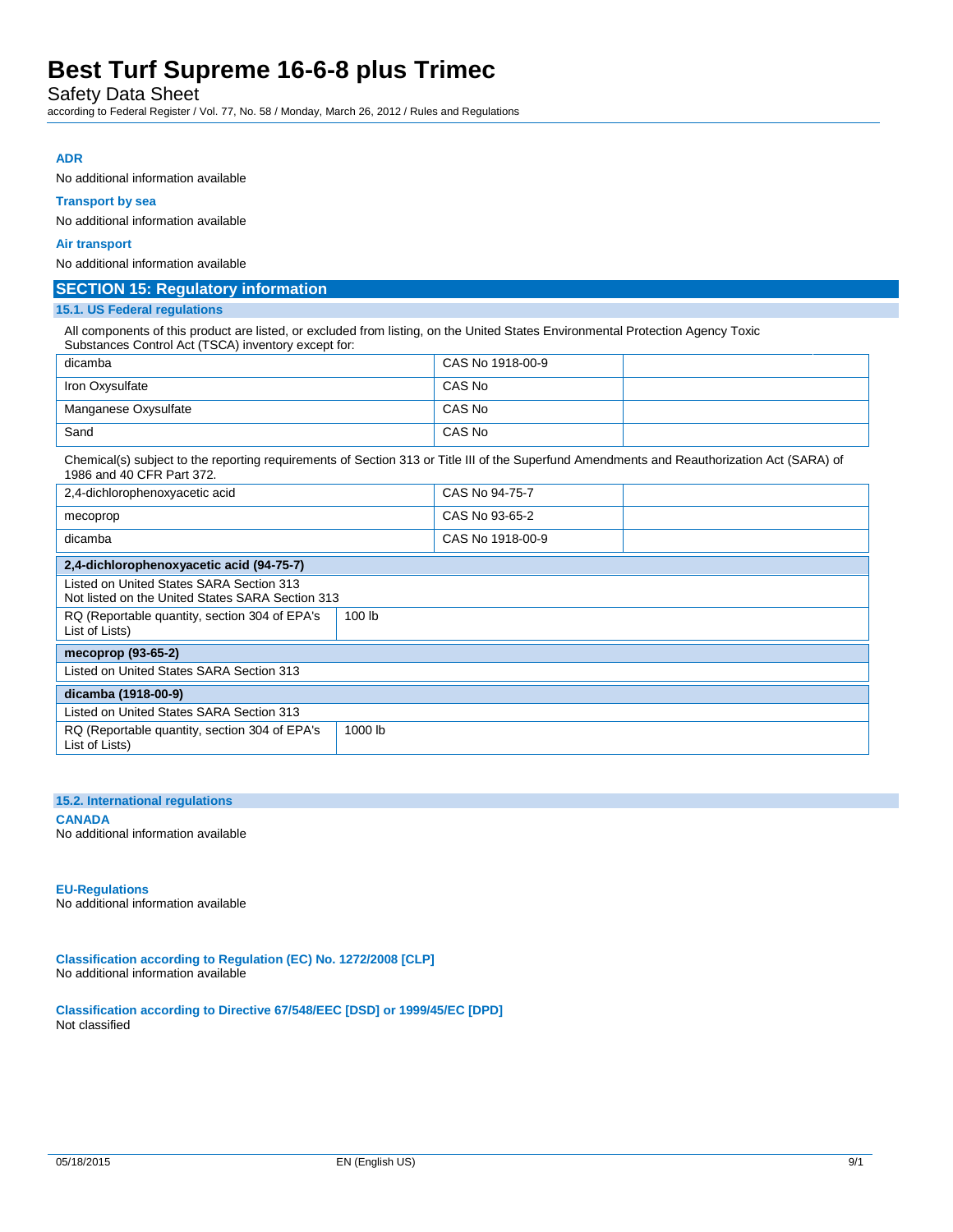#### ADR

No additional information available

#### Transport by sea

No additional information available

#### Air transport

No additional information available

## SECTION 15: Regulatory information

### 15.1. US Federal regulations

All components of this product are listed, or excluded from listing, on the United States Environmental Protection Agency Toxic Substances Control Act (TSCA) inventory except for:

| | | |
|---|---|---|
| dicamba | CAS No 1918-00-9 | |
| Iron Oxysulfate | CAS No | |
| Manganese Oxysulfate | CAS No | |
| Sand | CAS No | |

Chemical(s) subject to the reporting requirements of Section 313 or Title III of the Superfund Amendments and Reauthorization Act (SARA) of 1986 and 40 CFR Part 372.

| | | |
|---|---|---|
| 2,4-dichlorophenoxyacetic acid | CAS No 94-75-7 | |
| mecoprop | CAS No 93-65-2 | |
| dicamba | CAS No 1918-00-9 | |

| **2,4-dichlorophenoxyacetic acid (94-75-7)** | |
|---|---|
| Listed on United States SARA Section 313<br>Not listed on the United States SARA Section 313 | |
| RQ (Reportable quantity, section 304 of EPA's List of Lists) | 100 lb |

| **mecoprop (93-65-2)** |
|---|
| Listed on United States SARA Section 313 |

| **dicamba (1918-00-9)** | |
|---|---|
| Listed on United States SARA Section 313 | |
| RQ (Reportable quantity, section 304 of EPA's List of Lists) | 1000 lb |

### 15.2. International regulations

#### CANADA

No additional information available

#### EU-Regulations

No additional information available

#### Classification according to Regulation (EC) No. 1272/2008 [CLP]

No additional information available

#### Classification according to Directive 67/548/EEC [DSD] or 1999/45/EC [DPD]

Not classified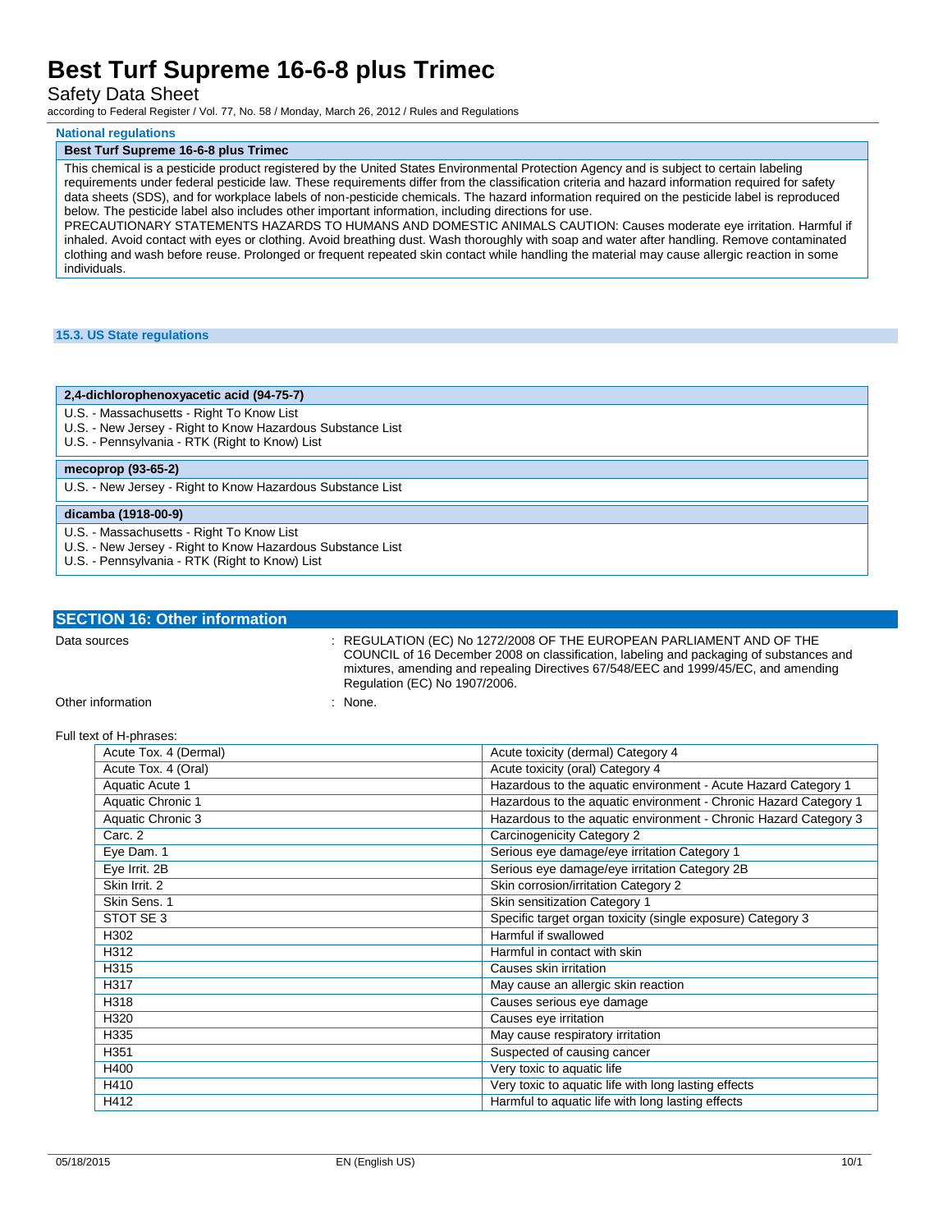### National regulations

**Best Turf Supreme 16-6-8 plus Trimec**

This chemical is a pesticide product registered by the United States Environmental Protection Agency and is subject to certain labeling requirements under federal pesticide law. These requirements differ from the classification criteria and hazard information required for safety data sheets (SDS), and for workplace labels of non-pesticide chemicals. The hazard information required on the pesticide label is reproduced below. The pesticide label also includes other important information, including directions for use.
PRECAUTIONARY STATEMENTS HAZARDS TO HUMANS AND DOMESTIC ANIMALS CAUTION: Causes moderate eye irritation. Harmful if inhaled. Avoid contact with eyes or clothing. Avoid breathing dust. Wash thoroughly with soap and water after handling. Remove contaminated clothing and wash before reuse. Prolonged or frequent repeated skin contact while handling the material may cause allergic reaction in some individuals.

### 15.3. US State regulations

**2,4-dichlorophenoxyacetic acid (94-75-7)**

U.S. - Massachusetts - Right To Know List
U.S. - New Jersey - Right to Know Hazardous Substance List
U.S. - Pennsylvania - RTK (Right to Know) List

**mecoprop (93-65-2)**

U.S. - New Jersey - Right to Know Hazardous Substance List

**dicamba (1918-00-9)**

U.S. - Massachusetts - Right To Know List
U.S. - New Jersey - Right to Know Hazardous Substance List
U.S. - Pennsylvania - RTK (Right to Know) List

## SECTION 16: Other information

Data sources : REGULATION (EC) No 1272/2008 OF THE EUROPEAN PARLIAMENT AND OF THE COUNCIL of 16 December 2008 on classification, labeling and packaging of substances and mixtures, amending and repealing Directives 67/548/EEC and 1999/45/EC, and amending Regulation (EC) No 1907/2006.

Other information : None.

Full text of H-phrases:

| | |
|---|---|
| Acute Tox. 4 (Dermal) | Acute toxicity (dermal) Category 4 |
| Acute Tox. 4 (Oral) | Acute toxicity (oral) Category 4 |
| Aquatic Acute 1 | Hazardous to the aquatic environment - Acute Hazard Category 1 |
| Aquatic Chronic 1 | Hazardous to the aquatic environment - Chronic Hazard Category 1 |
| Aquatic Chronic 3 | Hazardous to the aquatic environment - Chronic Hazard Category 3 |
| Carc. 2 | Carcinogenicity Category 2 |
| Eye Dam. 1 | Serious eye damage/eye irritation Category 1 |
| Eye Irrit. 2B | Serious eye damage/eye irritation Category 2B |
| Skin Irrit. 2 | Skin corrosion/irritation Category 2 |
| Skin Sens. 1 | Skin sensitization Category 1 |
| STOT SE 3 | Specific target organ toxicity (single exposure) Category 3 |
| H302 | Harmful if swallowed |
| H312 | Harmful in contact with skin |
| H315 | Causes skin irritation |
| H317 | May cause an allergic skin reaction |
| H318 | Causes serious eye damage |
| H320 | Causes eye irritation |
| H335 | May cause respiratory irritation |
| H351 | Suspected of causing cancer |
| H400 | Very toxic to aquatic life |
| H410 | Very toxic to aquatic life with long lasting effects |
| H412 | Harmful to aquatic life with long lasting effects |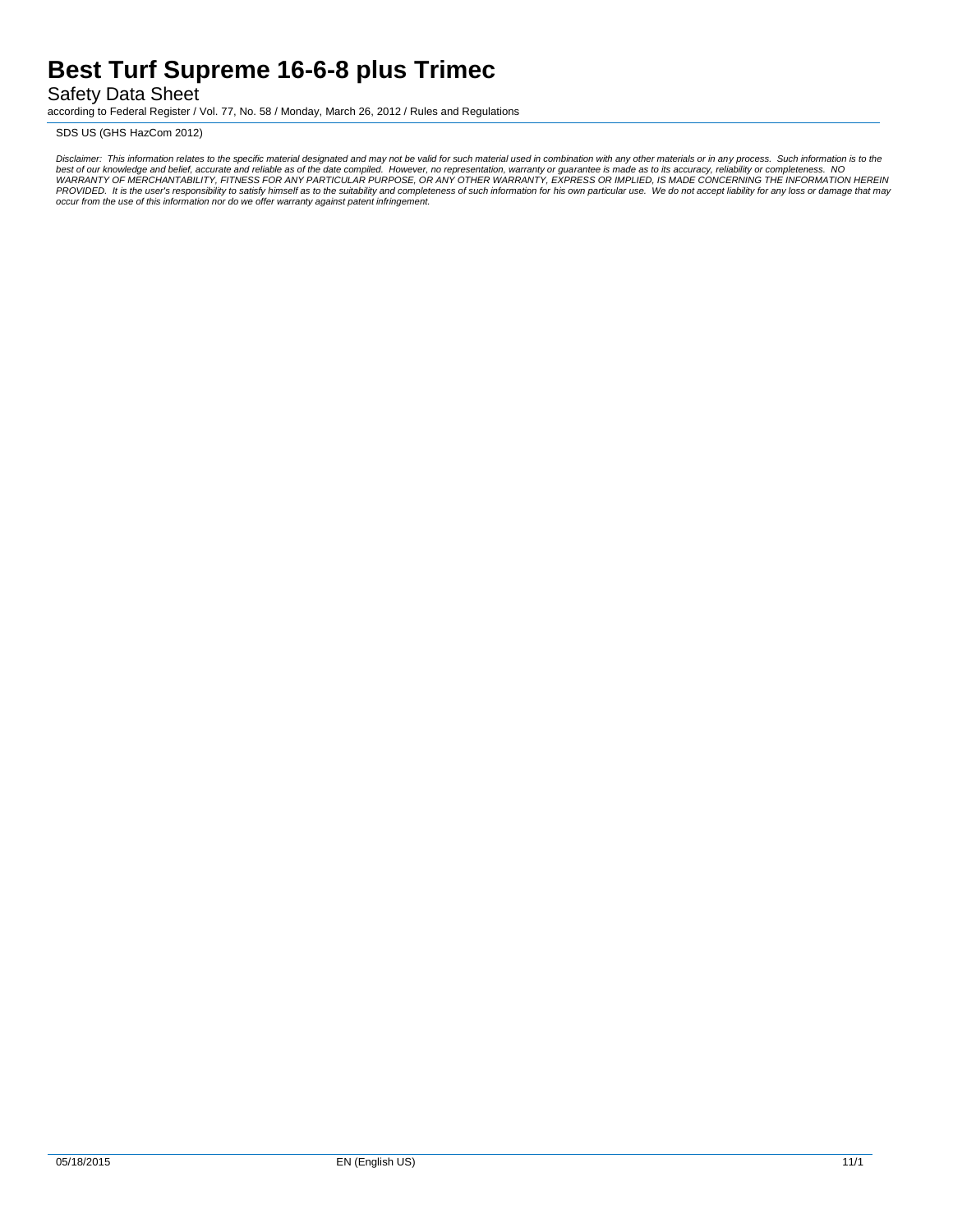SDS US (GHS HazCom 2012)

*Disclaimer: This information relates to the specific material designated and may not be valid for such material used in combination with any other materials or in any process. Such information is to the best of our knowledge and belief, accurate and reliable as of the date compiled. However, no representation, warranty or guarantee is made as to its accuracy, reliability or completeness. NO WARRANTY OF MERCHANTABILITY, FITNESS FOR ANY PARTICULAR PURPOSE, OR ANY OTHER WARRANTY, EXPRESS OR IMPLIED, IS MADE CONCERNING THE INFORMATION HEREIN PROVIDED. It is the user's responsibility to satisfy himself as to the suitability and completeness of such information for his own particular use. We do not accept liability for any loss or damage that may occur from the use of this information nor do we offer warranty against patent infringement.*